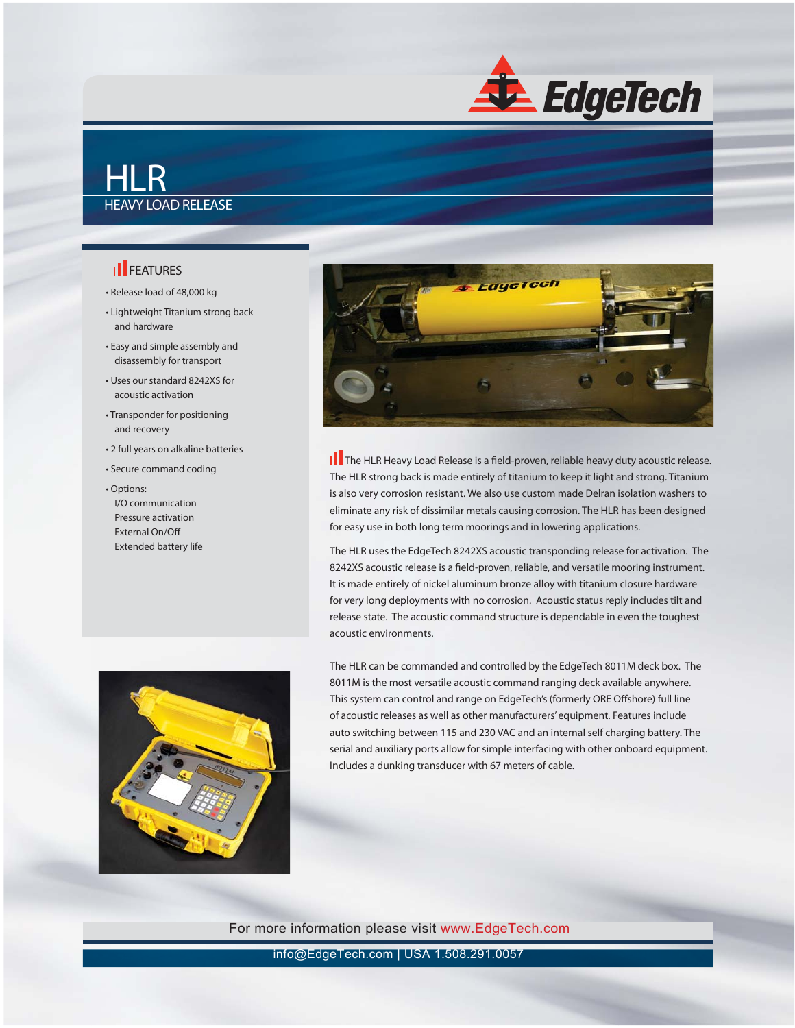# HLR

## HEAVY LOAD RELEASE

### FEATURES

- Release load of 48,000 kg
- Lightweight Titanium strong back and hardware
- Easy and simple assembly and disassembly for transport
- Uses our standard 8242XS for acoustic activation
- Transponder for positioning and recovery
- 2 full years on alkaline batteries
- Secure command coding
- Options:
  - I/O communication
  - Pressure activation
  - External On/Off
  - Extended battery life

The HLR Heavy Load Release is a field-proven, reliable heavy duty acoustic release. The HLR strong back is made entirely of titanium to keep it light and strong. Titanium is also very corrosion resistant. We also use custom made Delran isolation washers to eliminate any risk of dissimilar metals causing corrosion. The HLR has been designed for easy use in both long term moorings and in lowering applications.

The HLR uses the EdgeTech 8242XS acoustic transponding release for activation. The 8242XS acoustic release is a field-proven, reliable, and versatile mooring instrument. It is made entirely of nickel aluminum bronze alloy with titanium closure hardware for very long deployments with no corrosion. Acoustic status reply includes tilt and release state. The acoustic command structure is dependable in even the toughest acoustic environments.

The HLR can be commanded and controlled by the EdgeTech 8011M deck box. The 8011M is the most versatile acoustic command ranging deck available anywhere. This system can control and range on EdgeTech's (formerly ORE Offshore) full line of acoustic releases as well as other manufacturers' equipment. Features include auto switching between 115 and 230 VAC and an internal self charging battery. The serial and auxiliary ports allow for simple interfacing with other onboard equipment. Includes a dunking transducer with 67 meters of cable.

For more information please visit www.EdgeTech.com

info@EdgeTech.com | USA 1.508.291.0057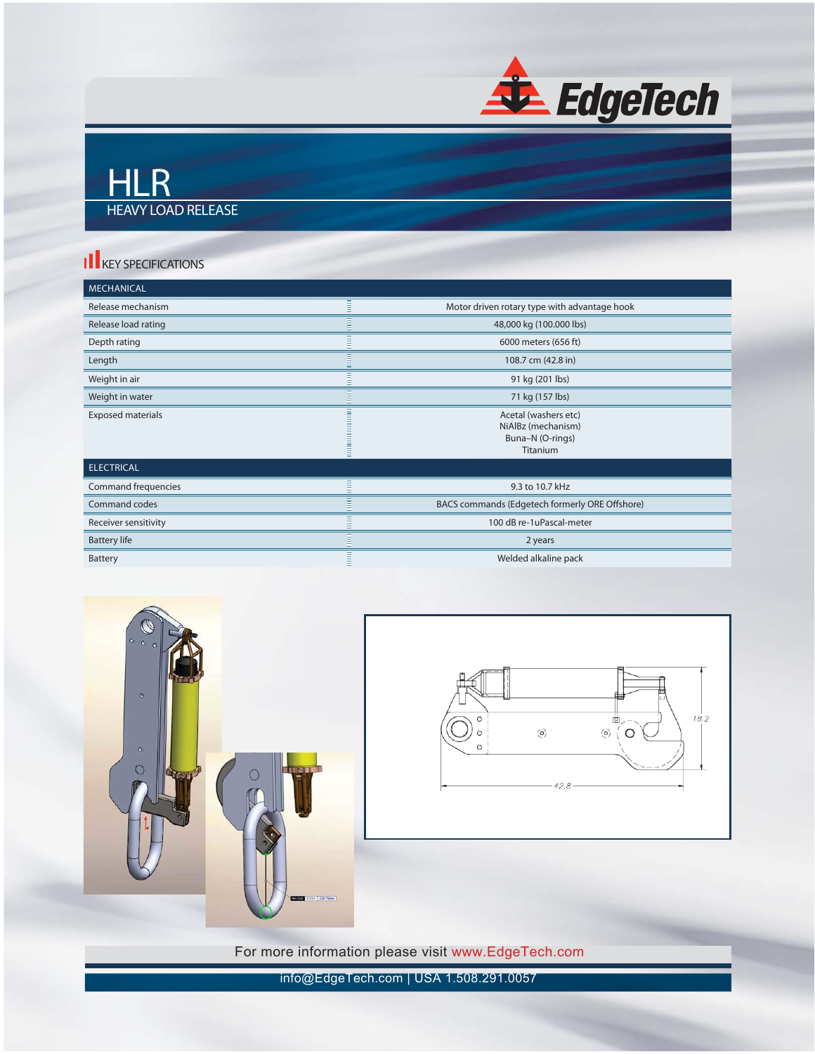# HLR

## HEAVY LOAD RELEASE

### KEY SPECIFICATIONS

| | |
|---|---|
| **MECHANICAL** | |
| Release mechanism | Motor driven rotary type with advantage hook |
| Release load rating | 48,000 kg (100.000 lbs) |
| Depth rating | 6000 meters (656 ft) |
| Length | 108.7 cm (42.8 in) |
| Weight in air | 91 kg (201 lbs) |
| Weight in water | 71 kg (157 lbs) |
| Exposed materials | Acetal (washers etc)<br>NiAlBz (mechanism)<br>Buna–N (O-rings)<br>Titanium |
| **ELECTRICAL** | |
| Command frequencies | 9.3 to 10.7 kHz |
| Command codes | BACS commands (Edgetech formerly ORE Offshore) |
| Receiver sensitivity | 100 dB re-1uPascal-meter |
| Battery life | 2 years |
| Battery | Welded alkaline pack |

18.2

42.8

For more information please visit www.EdgeTech.com

info@EdgeTech.com | USA 1.508.291.0057